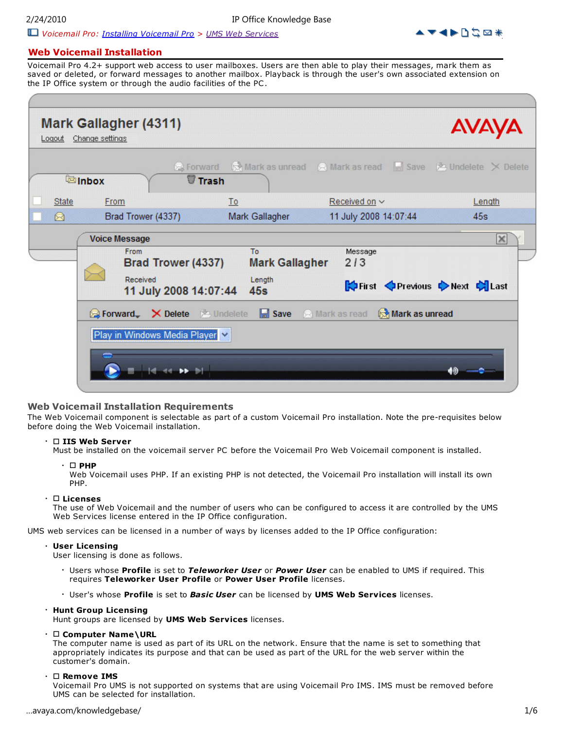Voicemail Pro: Installing Voicemail Pro > UMS Web Services

# Web Voicemail Installation

Voicemail Pro 4.2+ support web access to user mailboxes. Users are then able to play their messages, mark them as saved or deleted, or forward messages to another mailbox. Playback is through the user's own associated extension on the IP Office system or through the audio facilities of the PC.

## Web Voicemail Installation Requirements

The Web Voicemail component is selectable as part of a custom Voicemail Pro installation. Note the pre-requisites below before doing the Web Voicemail installation.

- ☐ **IIS Web Server**
  Must be installed on the voicemail server PC before the Voicemail Pro Web Voicemail component is installed.
  - ☐ **PHP**
    Web Voicemail uses PHP. If an existing PHP is not detected, the Voicemail Pro installation will install its own PHP.
- ☐ **Licenses**
  The use of Web Voicemail and the number of users who can be configured to access it are controlled by the UMS Web Services license entered in the IP Office configuration.

UMS web services can be licensed in a number of ways by licenses added to the IP Office configuration:

- **User Licensing**
  User licensing is done as follows.
  - Users whose **Profile** is set to ***Teleworker User*** or ***Power User*** can be enabled to UMS if required. This requires **Teleworker User Profile** or **Power User Profile** licenses.
  - User's whose **Profile** is set to ***Basic User*** can be licensed by **UMS Web Services** licenses.
- **Hunt Group Licensing**
  Hunt groups are licensed by **UMS Web Services** licenses.
- ☐ **Computer Name\URL**
  The computer name is used as part of its URL on the network. Ensure that the name is set to something that appropriately indicates its purpose and that can be used as part of the URL for the web server within the customer's domain.
- ☐ **Remove IMS**
  Voicemail Pro UMS is not supported on systems that are using Voicemail Pro IMS. IMS must be removed before UMS can be selected for installation.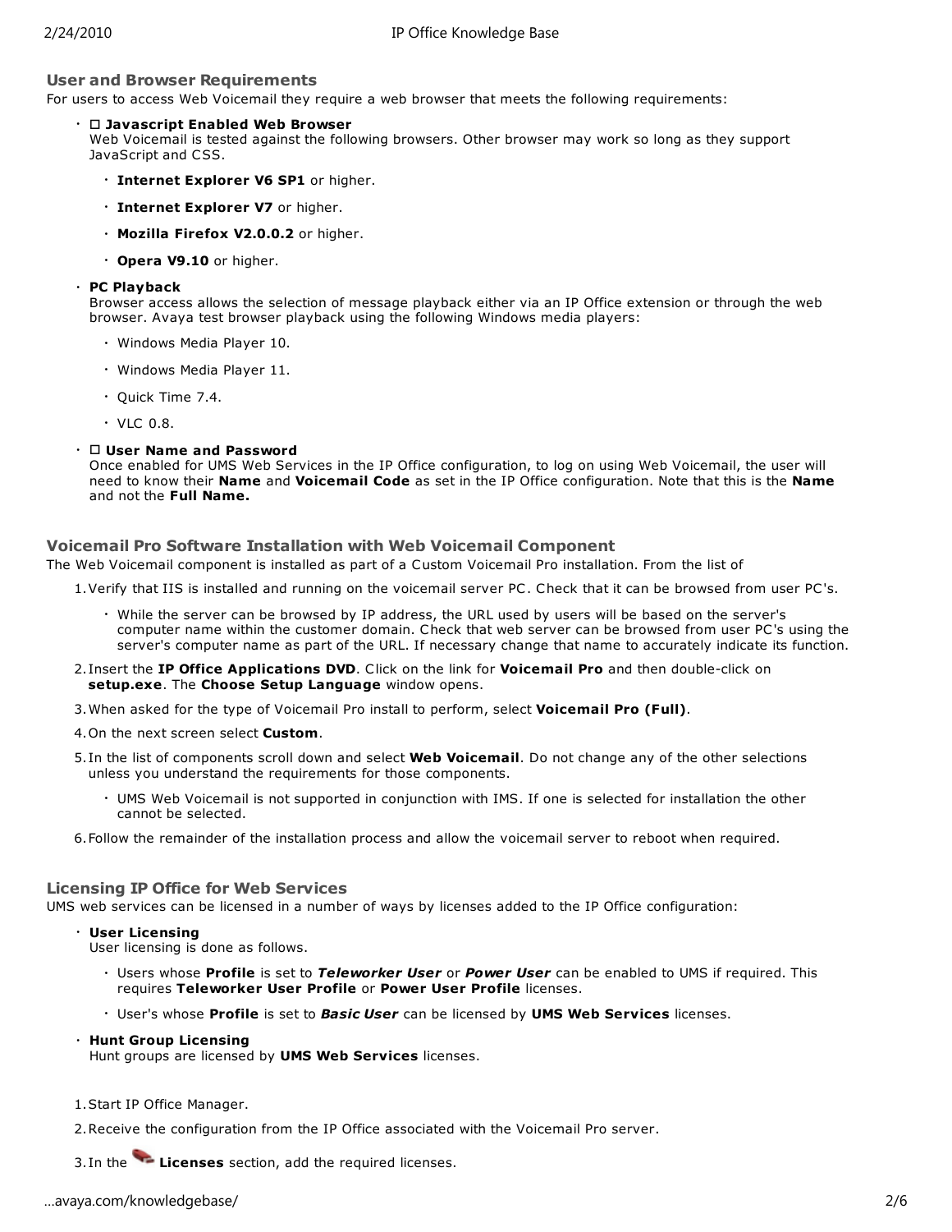### User and Browser Requirements

For users to access Web Voicemail they require a web browser that meets the following requirements:

- ☐ **Javascript Enabled Web Browser**
  Web Voicemail is tested against the following browsers. Other browser may work so long as they support JavaScript and CSS.
  - **Internet Explorer V6 SP1** or higher.
  - **Internet Explorer V7** or higher.
  - **Mozilla Firefox V2.0.0.2** or higher.
  - **Opera V9.10** or higher.
- **PC Playback**
  Browser access allows the selection of message playback either via an IP Office extension or through the web browser. Avaya test browser playback using the following Windows media players:
  - Windows Media Player 10.
  - Windows Media Player 11.
  - Quick Time 7.4.
  - VLC 0.8.
- ☐ **User Name and Password**
  Once enabled for UMS Web Services in the IP Office configuration, to log on using Web Voicemail, the user will need to know their **Name** and **Voicemail Code** as set in the IP Office configuration. Note that this is the **Name** and not the **Full Name.**

### Voicemail Pro Software Installation with Web Voicemail Component

The Web Voicemail component is installed as part of a Custom Voicemail Pro installation. From the list of

1. Verify that IIS is installed and running on the voicemail server PC. Check that it can be browsed from user PC's.
   - While the server can be browsed by IP address, the URL used by users will be based on the server's computer name within the customer domain. Check that web server can be browsed from user PC's using the server's computer name as part of the URL. If necessary change that name to accurately indicate its function.
2. Insert the **IP Office Applications DVD**. Click on the link for **Voicemail Pro** and then double-click on **setup.exe**. The **Choose Setup Language** window opens.
3. When asked for the type of Voicemail Pro install to perform, select **Voicemail Pro (Full)**.
4. On the next screen select **Custom**.
5. In the list of components scroll down and select **Web Voicemail**. Do not change any of the other selections unless you understand the requirements for those components.
   - UMS Web Voicemail is not supported in conjunction with IMS. If one is selected for installation the other cannot be selected.
6. Follow the remainder of the installation process and allow the voicemail server to reboot when required.

### Licensing IP Office for Web Services

UMS web services can be licensed in a number of ways by licenses added to the IP Office configuration:

- **User Licensing**
  User licensing is done as follows.
  - Users whose **Profile** is set to ***Teleworker User*** or ***Power User*** can be enabled to UMS if required. This requires **Teleworker User Profile** or **Power User Profile** licenses.
  - User's whose **Profile** is set to ***Basic User*** can be licensed by **UMS Web Services** licenses.
- **Hunt Group Licensing**
  Hunt groups are licensed by **UMS Web Services** licenses.

1. Start IP Office Manager.
2. Receive the configuration from the IP Office associated with the Voicemail Pro server.
3. In the **Licenses** section, add the required licenses.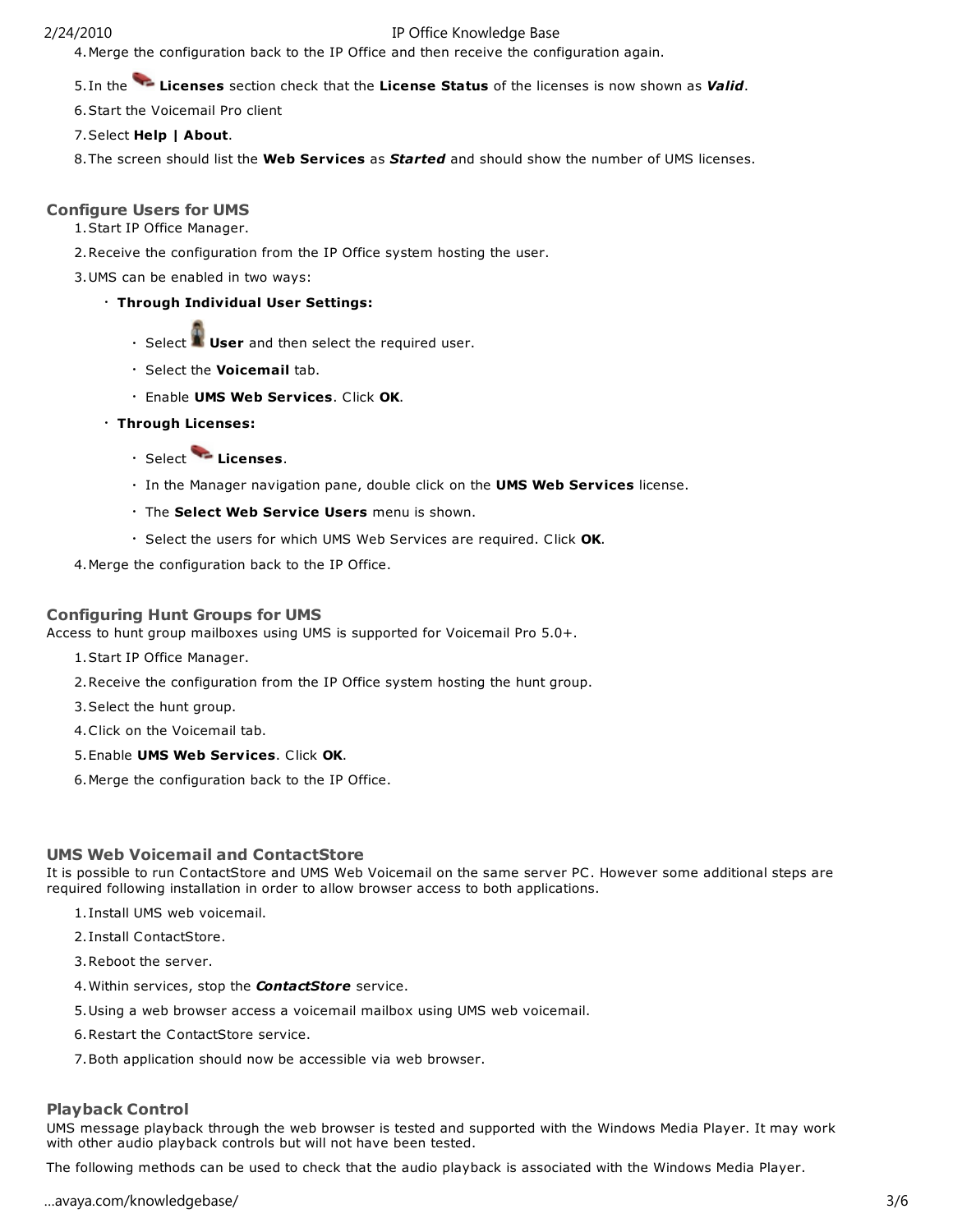4. Merge the configuration back to the IP Office and then receive the configuration again.
5. In the **Licenses** section check that the **License Status** of the licenses is now shown as ***Valid***.
6. Start the Voicemail Pro client
7. Select **Help | About**.
8. The screen should list the **Web Services** as ***Started*** and should show the number of UMS licenses.

### Configure Users for UMS

1. Start IP Office Manager.
2. Receive the configuration from the IP Office system hosting the user.
3. UMS can be enabled in two ways:
    - **Through Individual User Settings:**
        - Select **User** and then select the required user.
        - Select the **Voicemail** tab.
        - Enable **UMS Web Services**. Click **OK**.
    - **Through Licenses:**
        - Select **Licenses**.
        - In the Manager navigation pane, double click on the **UMS Web Services** license.
        - The **Select Web Service Users** menu is shown.
        - Select the users for which UMS Web Services are required. Click **OK**.
4. Merge the configuration back to the IP Office.

### Configuring Hunt Groups for UMS

Access to hunt group mailboxes using UMS is supported for Voicemail Pro 5.0+.

1. Start IP Office Manager.
2. Receive the configuration from the IP Office system hosting the hunt group.
3. Select the hunt group.
4. Click on the Voicemail tab.
5. Enable **UMS Web Services**. Click **OK**.
6. Merge the configuration back to the IP Office.

### UMS Web Voicemail and ContactStore

It is possible to run ContactStore and UMS Web Voicemail on the same server PC. However some additional steps are required following installation in order to allow browser access to both applications.

1. Install UMS web voicemail.
2. Install ContactStore.
3. Reboot the server.
4. Within services, stop the ***ContactStore*** service.
5. Using a web browser access a voicemail mailbox using UMS web voicemail.
6. Restart the ContactStore service.
7. Both application should now be accessible via web browser.

### Playback Control

UMS message playback through the web browser is tested and supported with the Windows Media Player. It may work with other audio playback controls but will not have been tested.

The following methods can be used to check that the audio playback is associated with the Windows Media Player.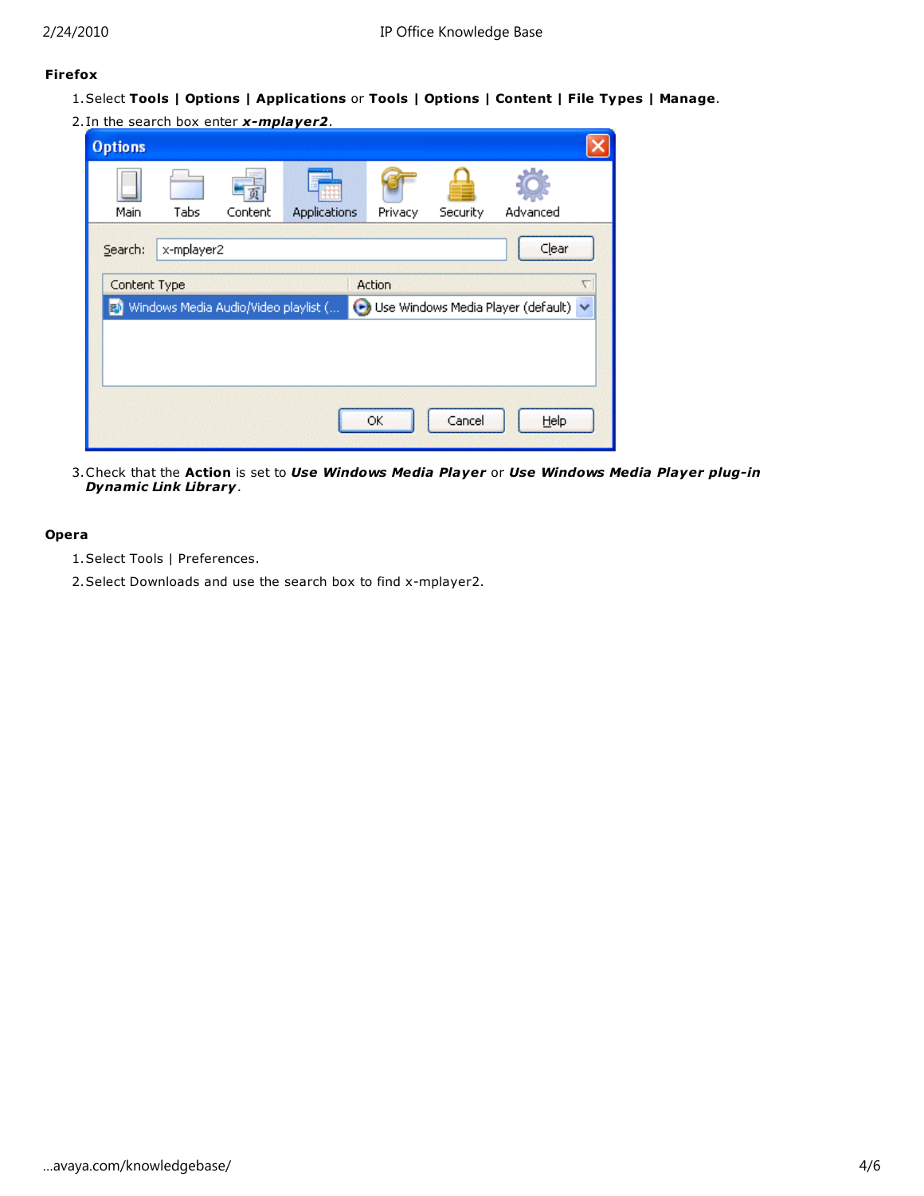**Firefox**

1. Select **Tools | Options | Applications** or **Tools | Options | Content | File Types | Manage**.
2. In the search box enter ***x-mplayer2***.
3. Check that the **Action** is set to ***Use Windows Media Player*** or ***Use Windows Media Player plug-in Dynamic Link Library***.

**Opera**

1. Select Tools | Preferences.
2. Select Downloads and use the search box to find x-mplayer2.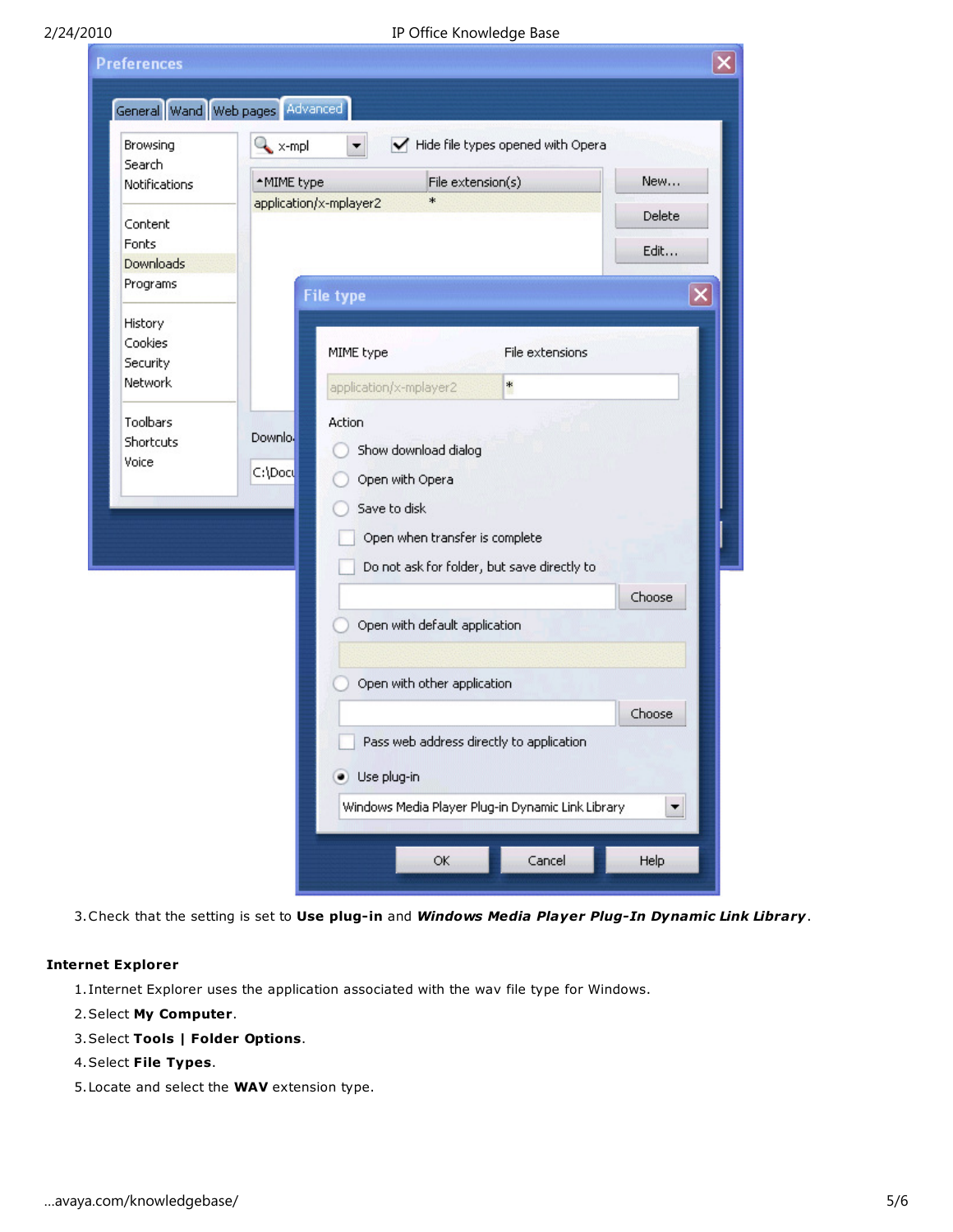3. Check that the setting is set to **Use plug-in** and ***Windows Media Player Plug-In Dynamic Link Library***.

**Internet Explorer**

1. Internet Explorer uses the application associated with the wav file type for Windows.
2. Select **My Computer**.
3. Select **Tools | Folder Options**.
4. Select **File Types**.
5. Locate and select the **WAV** extension type.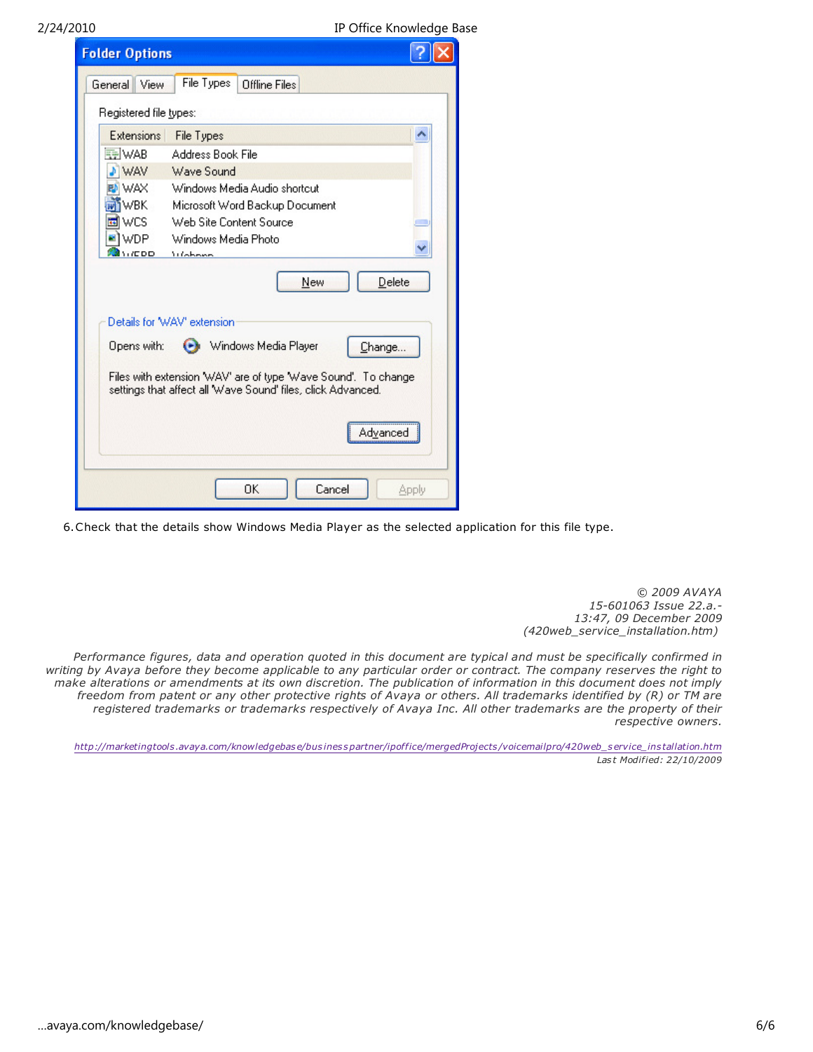6. Check that the details show Windows Media Player as the selected application for this file type.

*© 2009 AVAYA*
*15-601063 Issue 22.a.-*
*13:47, 09 December 2009*
*(420web_service_installation.htm)*

*Performance figures, data and operation quoted in this document are typical and must be specifically confirmed in writing by Avaya before they become applicable to any particular order or contract. The company reserves the right to make alterations or amendments at its own discretion. The publication of information in this document does not imply freedom from patent or any other protective rights of Avaya or others. All trademarks identified by (R) or TM are registered trademarks or trademarks respectively of Avaya Inc. All other trademarks are the property of their respective owners.*

*http://marketingtools.avaya.com/knowledgebase/businesspartner/ipoffice/mergedProjects/voicemailpro/420web_service_installation.htm*
*Last Modified: 22/10/2009*